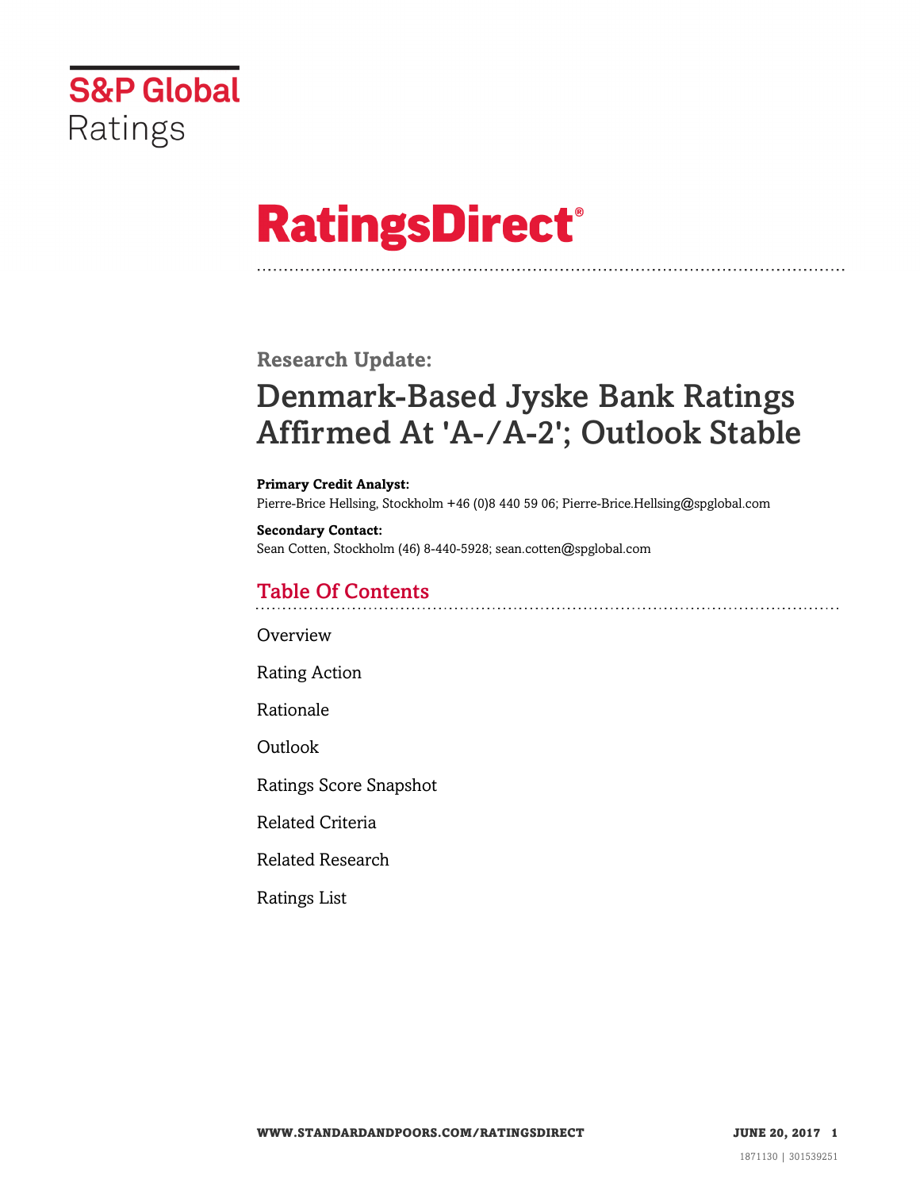S&P Global Ratings

# RatingsDirect®

**Research Update:**

## Denmark-Based Jyske Bank Ratings Affirmed At 'A-/A-2'; Outlook Stable

**Primary Credit Analyst:**
Pierre-Brice Hellsing, Stockholm +46 (0)8 440 59 06; Pierre-Brice.Hellsing@spglobal.com

**Secondary Contact:**
Sean Cotten, Stockholm (46) 8-440-5928; sean.cotten@spglobal.com

### Table Of Contents

Overview

Rating Action

Rationale

Outlook

Ratings Score Snapshot

Related Criteria

Related Research

Ratings List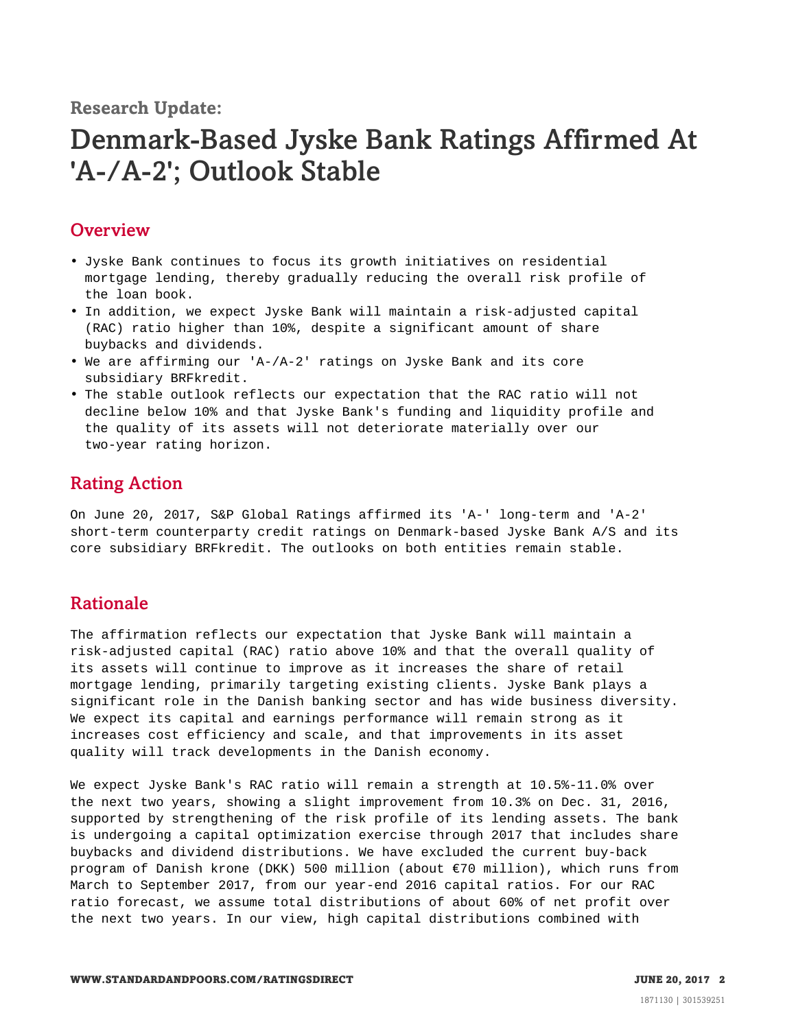Research Update:

# Denmark-Based Jyske Bank Ratings Affirmed At 'A-/A-2'; Outlook Stable

## Overview

- Jyske Bank continues to focus its growth initiatives on residential mortgage lending, thereby gradually reducing the overall risk profile of the loan book.
- In addition, we expect Jyske Bank will maintain a risk-adjusted capital (RAC) ratio higher than 10%, despite a significant amount of share buybacks and dividends.
- We are affirming our 'A-/A-2' ratings on Jyske Bank and its core subsidiary BRFkredit.
- The stable outlook reflects our expectation that the RAC ratio will not decline below 10% and that Jyske Bank's funding and liquidity profile and the quality of its assets will not deteriorate materially over our two-year rating horizon.

## Rating Action

On June 20, 2017, S&P Global Ratings affirmed its 'A-' long-term and 'A-2' short-term counterparty credit ratings on Denmark-based Jyske Bank A/S and its core subsidiary BRFkredit. The outlooks on both entities remain stable.

## Rationale

The affirmation reflects our expectation that Jyske Bank will maintain a risk-adjusted capital (RAC) ratio above 10% and that the overall quality of its assets will continue to improve as it increases the share of retail mortgage lending, primarily targeting existing clients. Jyske Bank plays a significant role in the Danish banking sector and has wide business diversity. We expect its capital and earnings performance will remain strong as it increases cost efficiency and scale, and that improvements in its asset quality will track developments in the Danish economy.

We expect Jyske Bank's RAC ratio will remain a strength at 10.5%-11.0% over the next two years, showing a slight improvement from 10.3% on Dec. 31, 2016, supported by strengthening of the risk profile of its lending assets. The bank is undergoing a capital optimization exercise through 2017 that includes share buybacks and dividend distributions. We have excluded the current buy-back program of Danish krone (DKK) 500 million (about €70 million), which runs from March to September 2017, from our year-end 2016 capital ratios. For our RAC ratio forecast, we assume total distributions of about 60% of net profit over the next two years. In our view, high capital distributions combined with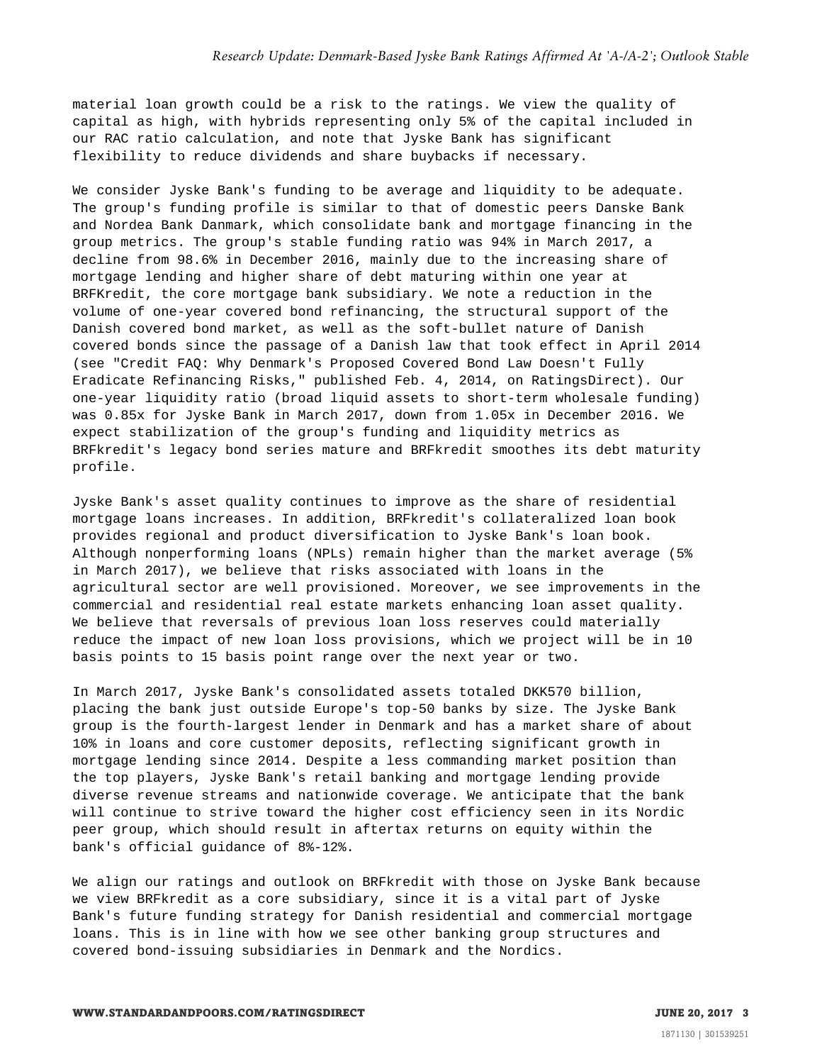material loan growth could be a risk to the ratings. We view the quality of capital as high, with hybrids representing only 5% of the capital included in our RAC ratio calculation, and note that Jyske Bank has significant flexibility to reduce dividends and share buybacks if necessary.

We consider Jyske Bank's funding to be average and liquidity to be adequate. The group's funding profile is similar to that of domestic peers Danske Bank and Nordea Bank Danmark, which consolidate bank and mortgage financing in the group metrics. The group's stable funding ratio was 94% in March 2017, a decline from 98.6% in December 2016, mainly due to the increasing share of mortgage lending and higher share of debt maturing within one year at BRFKredit, the core mortgage bank subsidiary. We note a reduction in the volume of one-year covered bond refinancing, the structural support of the Danish covered bond market, as well as the soft-bullet nature of Danish covered bonds since the passage of a Danish law that took effect in April 2014 (see "Credit FAQ: Why Denmark's Proposed Covered Bond Law Doesn't Fully Eradicate Refinancing Risks," published Feb. 4, 2014, on RatingsDirect). Our one-year liquidity ratio (broad liquid assets to short-term wholesale funding) was 0.85x for Jyske Bank in March 2017, down from 1.05x in December 2016. We expect stabilization of the group's funding and liquidity metrics as BRFkredit's legacy bond series mature and BRFkredit smoothes its debt maturity profile.

Jyske Bank's asset quality continues to improve as the share of residential mortgage loans increases. In addition, BRFkredit's collateralized loan book provides regional and product diversification to Jyske Bank's loan book. Although nonperforming loans (NPLs) remain higher than the market average (5% in March 2017), we believe that risks associated with loans in the agricultural sector are well provisioned. Moreover, we see improvements in the commercial and residential real estate markets enhancing loan asset quality. We believe that reversals of previous loan loss reserves could materially reduce the impact of new loan loss provisions, which we project will be in 10 basis points to 15 basis point range over the next year or two.

In March 2017, Jyske Bank's consolidated assets totaled DKK570 billion, placing the bank just outside Europe's top-50 banks by size. The Jyske Bank group is the fourth-largest lender in Denmark and has a market share of about 10% in loans and core customer deposits, reflecting significant growth in mortgage lending since 2014. Despite a less commanding market position than the top players, Jyske Bank's retail banking and mortgage lending provide diverse revenue streams and nationwide coverage. We anticipate that the bank will continue to strive toward the higher cost efficiency seen in its Nordic peer group, which should result in aftertax returns on equity within the bank's official guidance of 8%-12%.

We align our ratings and outlook on BRFkredit with those on Jyske Bank because we view BRFkredit as a core subsidiary, since it is a vital part of Jyske Bank's future funding strategy for Danish residential and commercial mortgage loans. This is in line with how we see other banking group structures and covered bond-issuing subsidiaries in Denmark and the Nordics.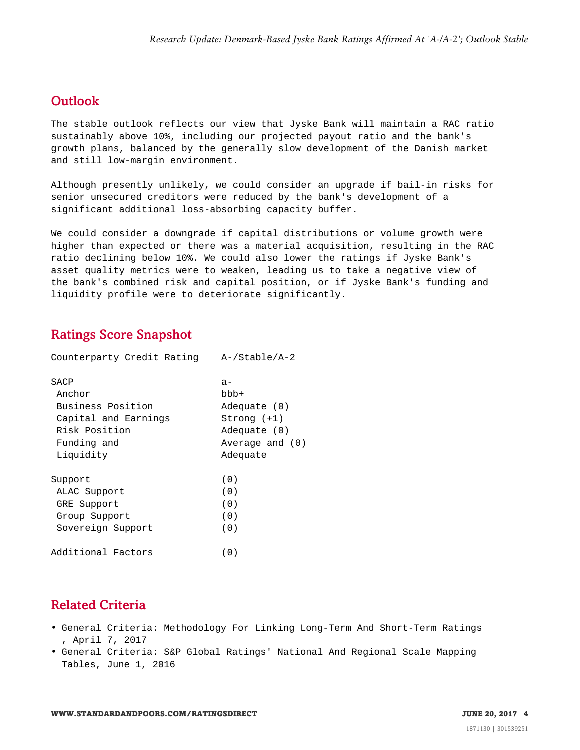## Outlook

The stable outlook reflects our view that Jyske Bank will maintain a RAC ratio sustainably above 10%, including our projected payout ratio and the bank's growth plans, balanced by the generally slow development of the Danish market and still low-margin environment.

Although presently unlikely, we could consider an upgrade if bail-in risks for senior unsecured creditors were reduced by the bank's development of a significant additional loss-absorbing capacity buffer.

We could consider a downgrade if capital distributions or volume growth were higher than expected or there was a material acquisition, resulting in the RAC ratio declining below 10%. We could also lower the ratings if Jyske Bank's asset quality metrics were to weaken, leading us to take a negative view of the bank's combined risk and capital position, or if Jyske Bank's funding and liquidity profile were to deteriorate significantly.

## Ratings Score Snapshot

| | |
|---|---|
| Counterparty Credit Rating | A-/Stable/A-2 |
| SACP | a- |
| Anchor | bbb+ |
| Business Position | Adequate (0) |
| Capital and Earnings | Strong (+1) |
| Risk Position | Adequate (0) |
| Funding and Liquidity | Average and Adequate (0) |
| Support | (0) |
| ALAC Support | (0) |
| GRE Support | (0) |
| Group Support | (0) |
| Sovereign Support | (0) |
| Additional Factors | (0) |

## Related Criteria

- General Criteria: Methodology For Linking Long-Term And Short-Term Ratings , April 7, 2017
- General Criteria: S&P Global Ratings' National And Regional Scale Mapping Tables, June 1, 2016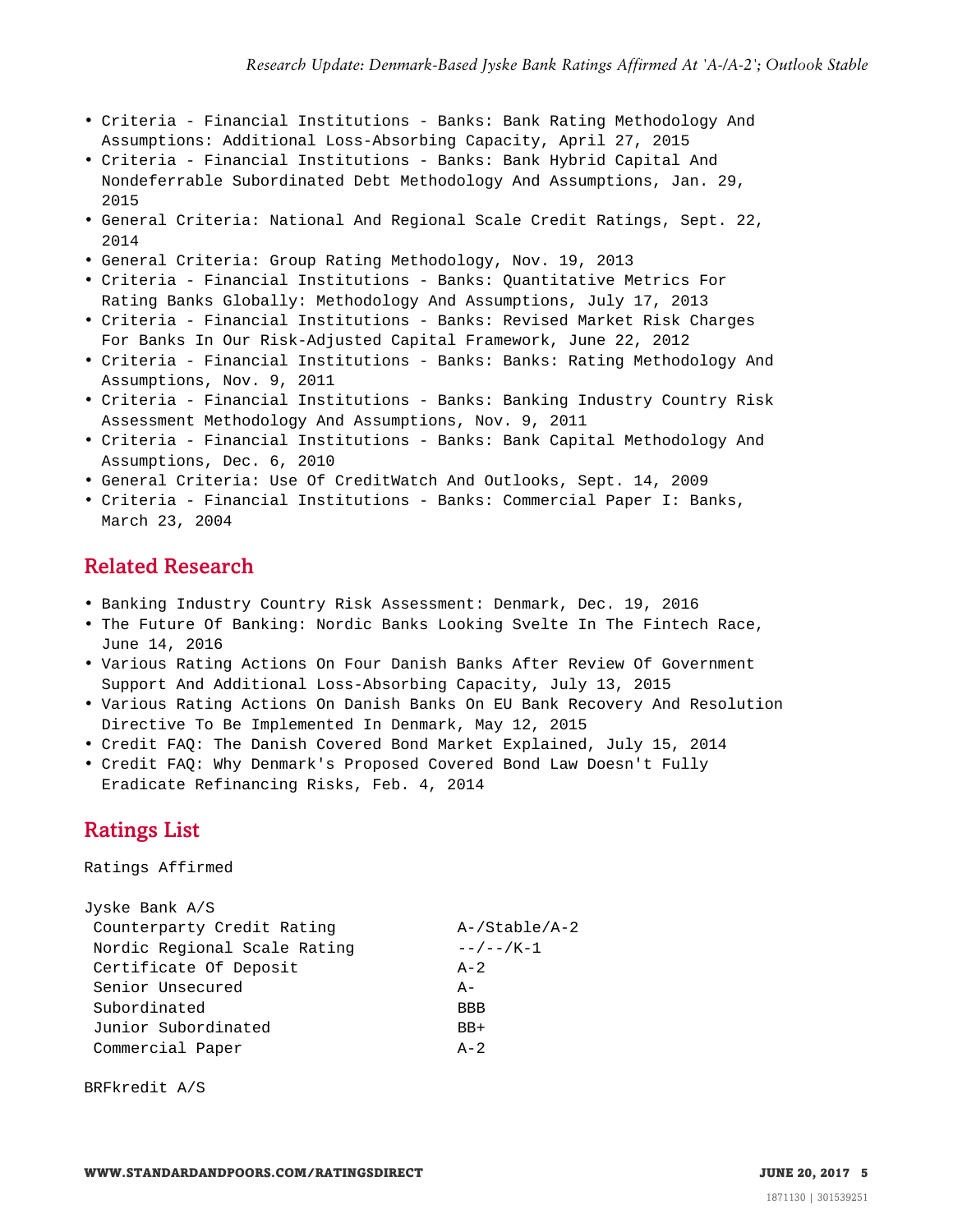- Criteria - Financial Institutions - Banks: Bank Rating Methodology And Assumptions: Additional Loss-Absorbing Capacity, April 27, 2015
- Criteria - Financial Institutions - Banks: Bank Hybrid Capital And Nondeferrable Subordinated Debt Methodology And Assumptions, Jan. 29, 2015
- General Criteria: National And Regional Scale Credit Ratings, Sept. 22, 2014
- General Criteria: Group Rating Methodology, Nov. 19, 2013
- Criteria - Financial Institutions - Banks: Quantitative Metrics For Rating Banks Globally: Methodology And Assumptions, July 17, 2013
- Criteria - Financial Institutions - Banks: Revised Market Risk Charges For Banks In Our Risk-Adjusted Capital Framework, June 22, 2012
- Criteria - Financial Institutions - Banks: Banks: Rating Methodology And Assumptions, Nov. 9, 2011
- Criteria - Financial Institutions - Banks: Banking Industry Country Risk Assessment Methodology And Assumptions, Nov. 9, 2011
- Criteria - Financial Institutions - Banks: Bank Capital Methodology And Assumptions, Dec. 6, 2010
- General Criteria: Use Of CreditWatch And Outlooks, Sept. 14, 2009
- Criteria - Financial Institutions - Banks: Commercial Paper I: Banks, March 23, 2004

## Related Research

- Banking Industry Country Risk Assessment: Denmark, Dec. 19, 2016
- The Future Of Banking: Nordic Banks Looking Svelte In The Fintech Race, June 14, 2016
- Various Rating Actions On Four Danish Banks After Review Of Government Support And Additional Loss-Absorbing Capacity, July 13, 2015
- Various Rating Actions On Danish Banks On EU Bank Recovery And Resolution Directive To Be Implemented In Denmark, May 12, 2015
- Credit FAQ: The Danish Covered Bond Market Explained, July 15, 2014
- Credit FAQ: Why Denmark's Proposed Covered Bond Law Doesn't Fully Eradicate Refinancing Risks, Feb. 4, 2014

## Ratings List

Ratings Affirmed

| Jyske Bank A/S | |
|---|---|
| Counterparty Credit Rating | A-/Stable/A-2 |
| Nordic Regional Scale Rating | --/--/K-1 |
| Certificate Of Deposit | A-2 |
| Senior Unsecured | A- |
| Subordinated | BBB |
| Junior Subordinated | BB+ |
| Commercial Paper | A-2 |

BRFkredit A/S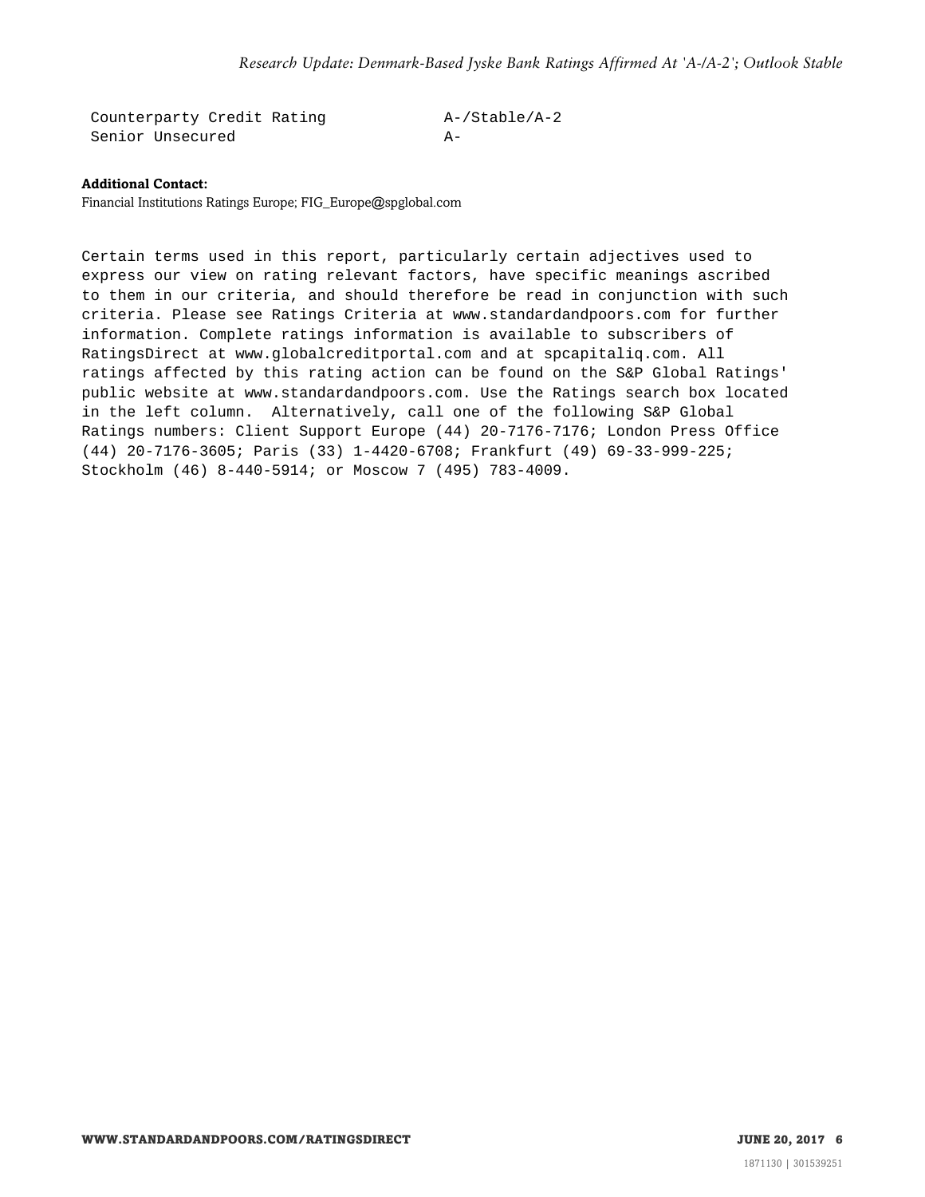| | |
|---|---|
| Counterparty Credit Rating | A-/Stable/A-2 |
| Senior Unsecured | A- |

**Additional Contact:**
Financial Institutions Ratings Europe; FIG_Europe@spglobal.com

Certain terms used in this report, particularly certain adjectives used to express our view on rating relevant factors, have specific meanings ascribed to them in our criteria, and should therefore be read in conjunction with such criteria. Please see Ratings Criteria at www.standardandpoors.com for further information. Complete ratings information is available to subscribers of RatingsDirect at www.globalcreditportal.com and at spcapitaliq.com. All ratings affected by this rating action can be found on the S&P Global Ratings' public website at www.standardandpoors.com. Use the Ratings search box located in the left column. Alternatively, call one of the following S&P Global Ratings numbers: Client Support Europe (44) 20-7176-7176; London Press Office (44) 20-7176-3605; Paris (33) 1-4420-6708; Frankfurt (49) 69-33-999-225; Stockholm (46) 8-440-5914; or Moscow 7 (495) 783-4009.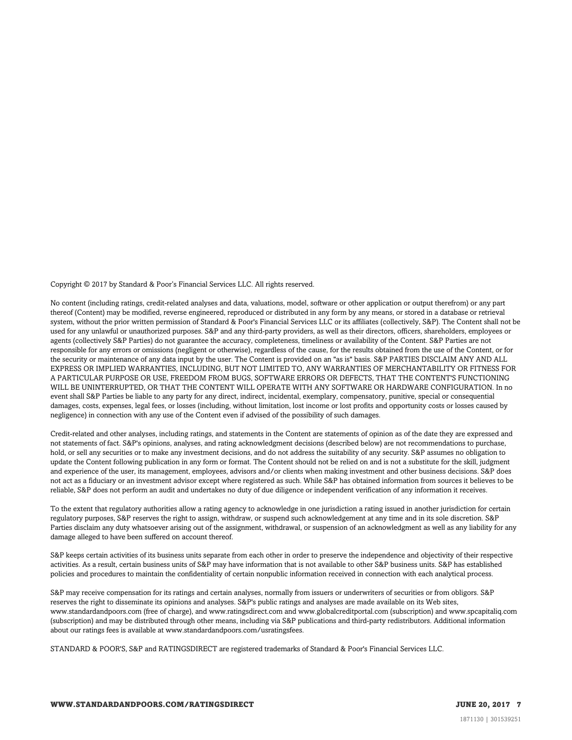Copyright © 2017 by Standard & Poor's Financial Services LLC. All rights reserved.

No content (including ratings, credit-related analyses and data, valuations, model, software or other application or output therefrom) or any part thereof (Content) may be modified, reverse engineered, reproduced or distributed in any form by any means, or stored in a database or retrieval system, without the prior written permission of Standard & Poor's Financial Services LLC or its affiliates (collectively, S&P). The Content shall not be used for any unlawful or unauthorized purposes. S&P and any third-party providers, as well as their directors, officers, shareholders, employees or agents (collectively S&P Parties) do not guarantee the accuracy, completeness, timeliness or availability of the Content. S&P Parties are not responsible for any errors or omissions (negligent or otherwise), regardless of the cause, for the results obtained from the use of the Content, or for the security or maintenance of any data input by the user. The Content is provided on an "as is" basis. S&P PARTIES DISCLAIM ANY AND ALL EXPRESS OR IMPLIED WARRANTIES, INCLUDING, BUT NOT LIMITED TO, ANY WARRANTIES OF MERCHANTABILITY OR FITNESS FOR A PARTICULAR PURPOSE OR USE, FREEDOM FROM BUGS, SOFTWARE ERRORS OR DEFECTS, THAT THE CONTENT'S FUNCTIONING WILL BE UNINTERRUPTED, OR THAT THE CONTENT WILL OPERATE WITH ANY SOFTWARE OR HARDWARE CONFIGURATION. In no event shall S&P Parties be liable to any party for any direct, indirect, incidental, exemplary, compensatory, punitive, special or consequential damages, costs, expenses, legal fees, or losses (including, without limitation, lost income or lost profits and opportunity costs or losses caused by negligence) in connection with any use of the Content even if advised of the possibility of such damages.

Credit-related and other analyses, including ratings, and statements in the Content are statements of opinion as of the date they are expressed and not statements of fact. S&P's opinions, analyses, and rating acknowledgment decisions (described below) are not recommendations to purchase, hold, or sell any securities or to make any investment decisions, and do not address the suitability of any security. S&P assumes no obligation to update the Content following publication in any form or format. The Content should not be relied on and is not a substitute for the skill, judgment and experience of the user, its management, employees, advisors and/or clients when making investment and other business decisions. S&P does not act as a fiduciary or an investment advisor except where registered as such. While S&P has obtained information from sources it believes to be reliable, S&P does not perform an audit and undertakes no duty of due diligence or independent verification of any information it receives.

To the extent that regulatory authorities allow a rating agency to acknowledge in one jurisdiction a rating issued in another jurisdiction for certain regulatory purposes, S&P reserves the right to assign, withdraw, or suspend such acknowledgement at any time and in its sole discretion. S&P Parties disclaim any duty whatsoever arising out of the assignment, withdrawal, or suspension of an acknowledgment as well as any liability for any damage alleged to have been suffered on account thereof.

S&P keeps certain activities of its business units separate from each other in order to preserve the independence and objectivity of their respective activities. As a result, certain business units of S&P may have information that is not available to other S&P business units. S&P has established policies and procedures to maintain the confidentiality of certain nonpublic information received in connection with each analytical process.

S&P may receive compensation for its ratings and certain analyses, normally from issuers or underwriters of securities or from obligors. S&P reserves the right to disseminate its opinions and analyses. S&P's public ratings and analyses are made available on its Web sites, www.standardandpoors.com (free of charge), and www.ratingsdirect.com and www.globalcreditportal.com (subscription) and www.spcapitaliq.com (subscription) and may be distributed through other means, including via S&P publications and third-party redistributors. Additional information about our ratings fees is available at www.standardandpoors.com/usratingsfees.

STANDARD & POOR'S, S&P and RATINGSDIRECT are registered trademarks of Standard & Poor's Financial Services LLC.